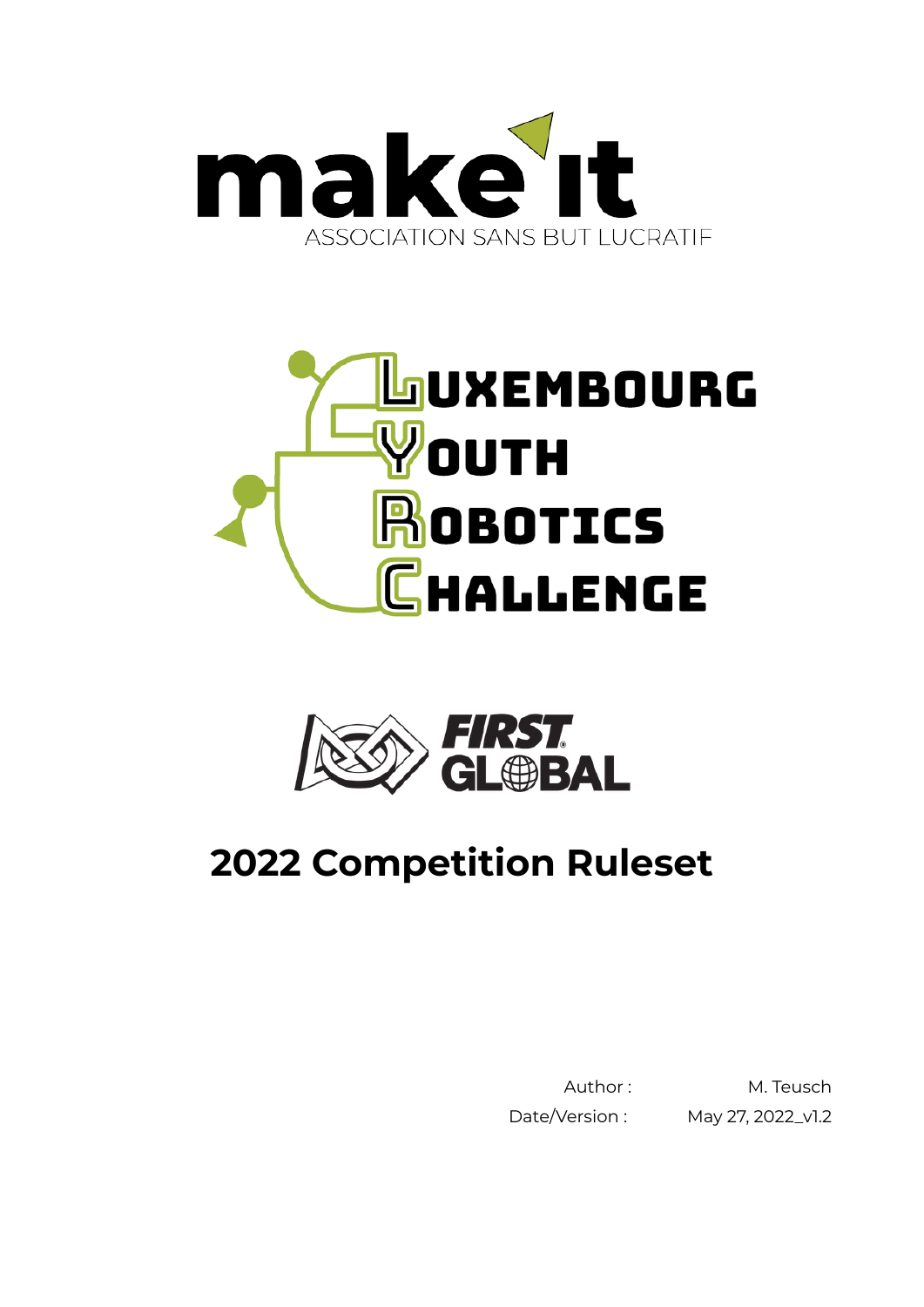make it

ASSOCIATION SANS BUT LUCRATIF

LUXEMBOURG
YOUTH
ROBOTICS
CHALLENGE

FIRST GLOBAL

# 2022 Competition Ruleset

| Author : | M. Teusch |
| --- | --- |
| Date/Version : | May 27, 2022_v1.2 |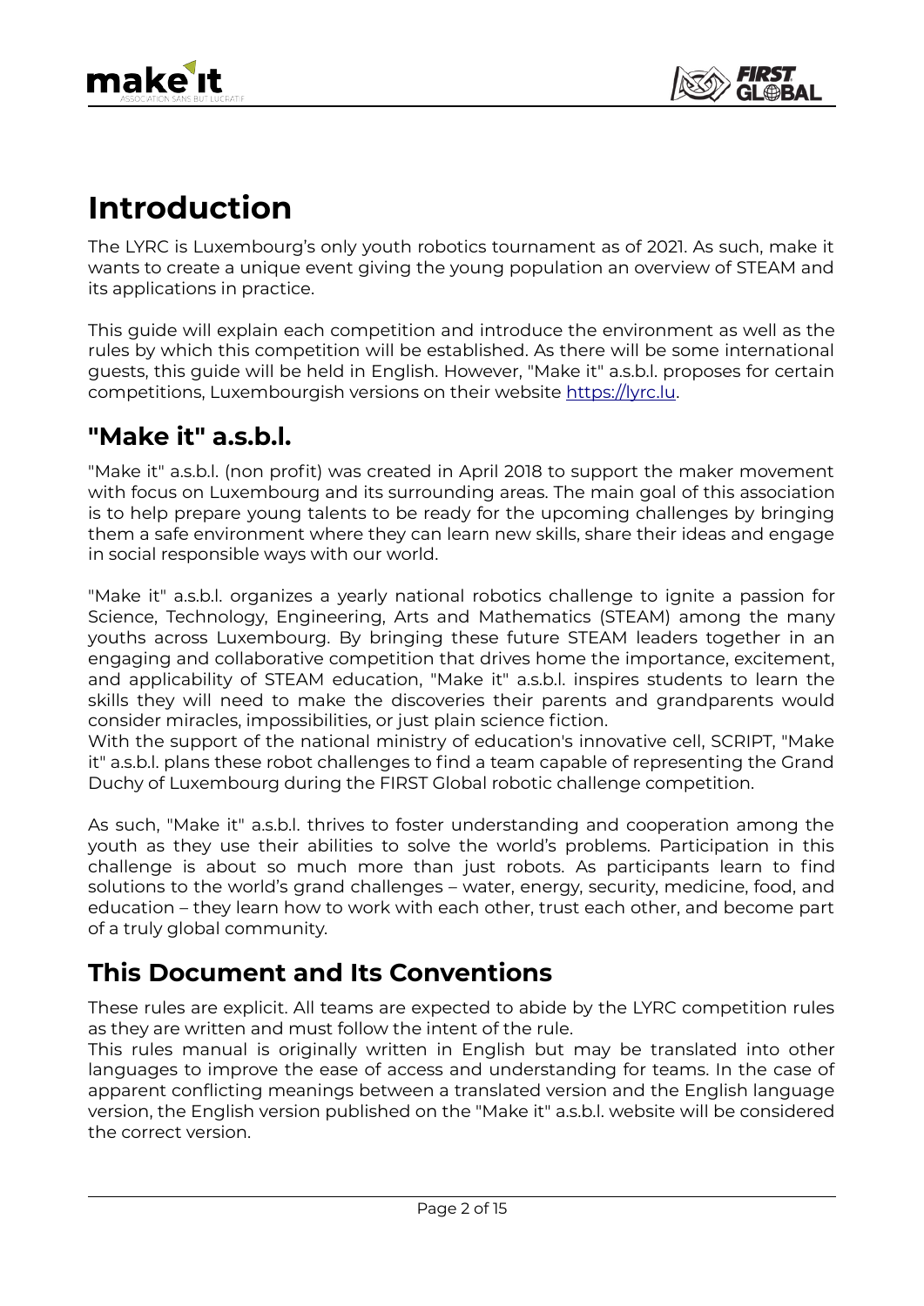# Introduction

The LYRC is Luxembourg's only youth robotics tournament as of 2021. As such, make it wants to create a unique event giving the young population an overview of STEAM and its applications in practice.

This guide will explain each competition and introduce the environment as well as the rules by which this competition will be established. As there will be some international guests, this guide will be held in English. However, "Make it" a.s.b.l. proposes for certain competitions, Luxembourgish versions on their website [https://lyrc.lu](https://lyrc.lu).

## "Make it" a.s.b.l.

"Make it" a.s.b.l. (non profit) was created in April 2018 to support the maker movement with focus on Luxembourg and its surrounding areas. The main goal of this association is to help prepare young talents to be ready for the upcoming challenges by bringing them a safe environment where they can learn new skills, share their ideas and engage in social responsible ways with our world.

"Make it" a.s.b.l. organizes a yearly national robotics challenge to ignite a passion for Science, Technology, Engineering, Arts and Mathematics (STEAM) among the many youths across Luxembourg. By bringing these future STEAM leaders together in an engaging and collaborative competition that drives home the importance, excitement, and applicability of STEAM education, "Make it" a.s.b.l. inspires students to learn the skills they will need to make the discoveries their parents and grandparents would consider miracles, impossibilities, or just plain science fiction.
With the support of the national ministry of education's innovative cell, SCRIPT, "Make it" a.s.b.l. plans these robot challenges to find a team capable of representing the Grand Duchy of Luxembourg during the FIRST Global robotic challenge competition.

As such, "Make it" a.s.b.l. thrives to foster understanding and cooperation among the youth as they use their abilities to solve the world's problems. Participation in this challenge is about so much more than just robots. As participants learn to find solutions to the world's grand challenges – water, energy, security, medicine, food, and education – they learn how to work with each other, trust each other, and become part of a truly global community.

## This Document and Its Conventions

These rules are explicit. All teams are expected to abide by the LYRC competition rules as they are written and must follow the intent of the rule.
This rules manual is originally written in English but may be translated into other languages to improve the ease of access and understanding for teams. In the case of apparent conflicting meanings between a translated version and the English language version, the English version published on the "Make it" a.s.b.l. website will be considered the correct version.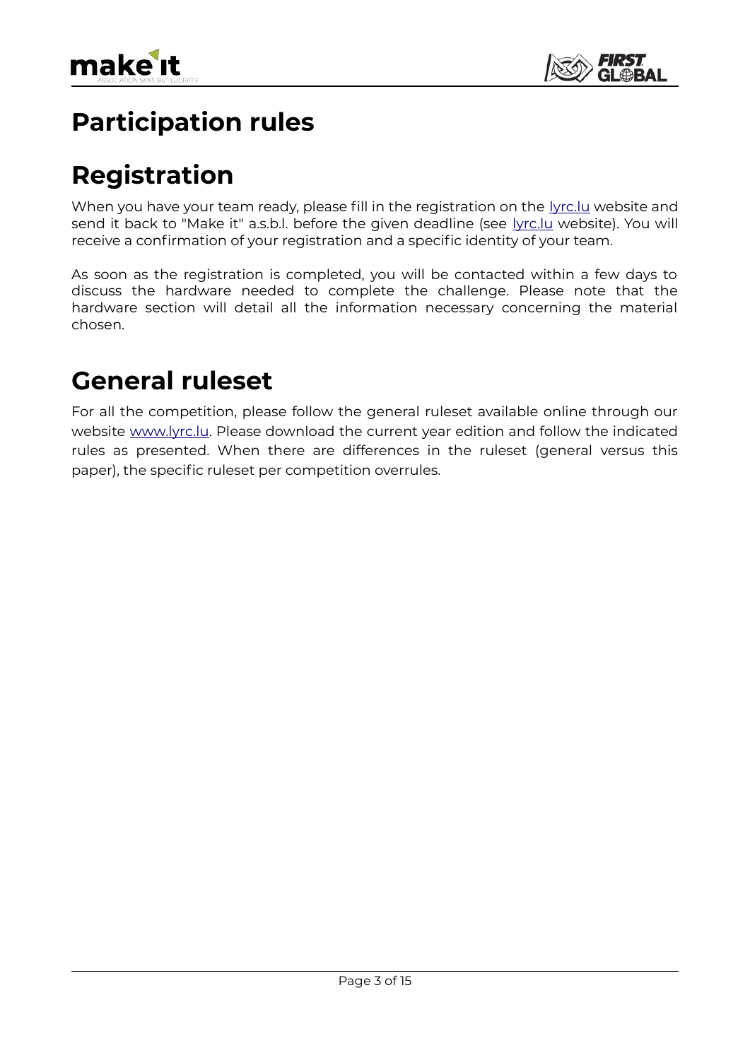# Participation rules

# Registration

When you have your team ready, please fill in the registration on the [lyrc.lu](lyrc.lu) website and send it back to "Make it" a.s.b.l. before the given deadline (see [lyrc.lu](lyrc.lu) website). You will receive a confirmation of your registration and a specific identity of your team.

As soon as the registration is completed, you will be contacted within a few days to discuss the hardware needed to complete the challenge. Please note that the hardware section will detail all the information necessary concerning the material chosen.

# General ruleset

For all the competition, please follow the general ruleset available online through our website [www.lyrc.lu](www.lyrc.lu). Please download the current year edition and follow the indicated rules as presented. When there are differences in the ruleset (general versus this paper), the specific ruleset per competition overrules.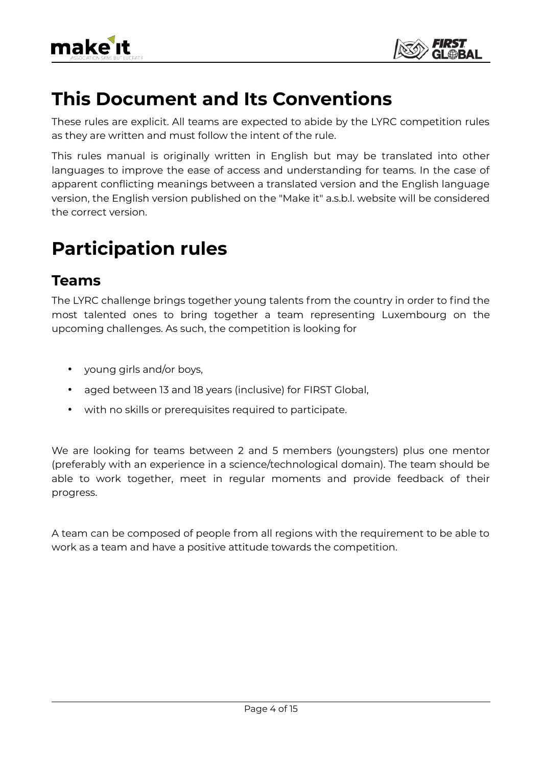# This Document and Its Conventions

These rules are explicit. All teams are expected to abide by the LYRC competition rules as they are written and must follow the intent of the rule.

This rules manual is originally written in English but may be translated into other languages to improve the ease of access and understanding for teams. In the case of apparent conflicting meanings between a translated version and the English language version, the English version published on the "Make it" a.s.b.l. website will be considered the correct version.

# Participation rules

## Teams

The LYRC challenge brings together young talents from the country in order to find the most talented ones to bring together a team representing Luxembourg on the upcoming challenges. As such, the competition is looking for

- young girls and/or boys,
- aged between 13 and 18 years (inclusive) for FIRST Global,
- with no skills or prerequisites required to participate.

We are looking for teams between 2 and 5 members (youngsters) plus one mentor (preferably with an experience in a science/technological domain). The team should be able to work together, meet in regular moments and provide feedback of their progress.

A team can be composed of people from all regions with the requirement to be able to work as a team and have a positive attitude towards the competition.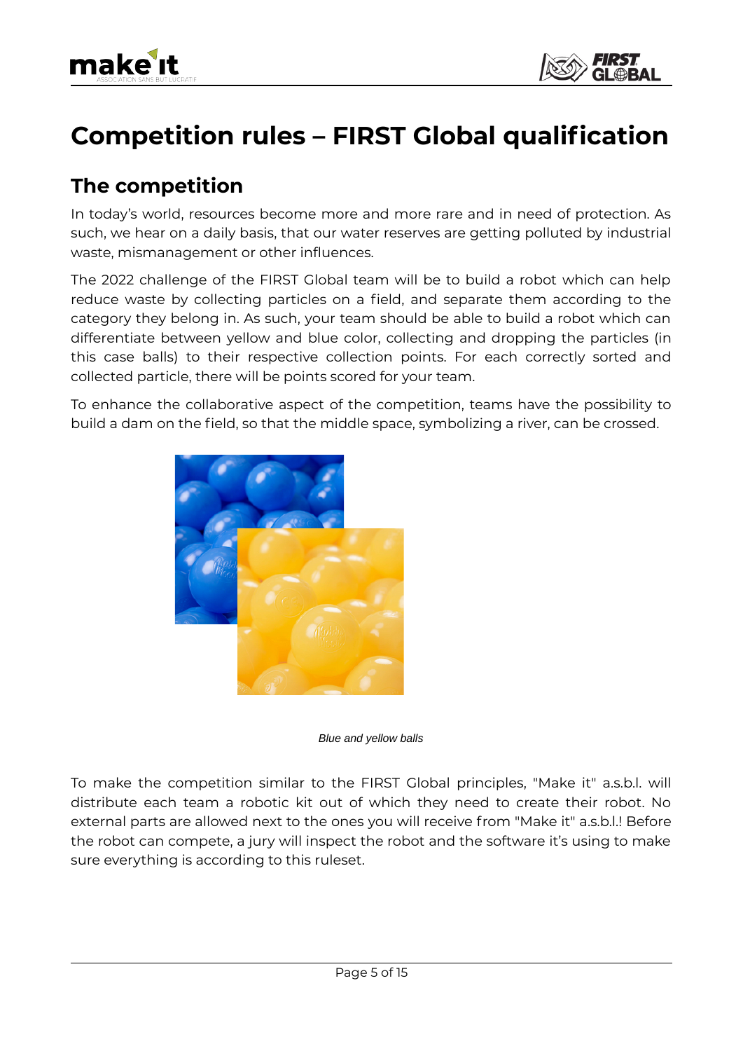# Competition rules – FIRST Global qualification

## The competition

In today's world, resources become more and more rare and in need of protection. As such, we hear on a daily basis, that our water reserves are getting polluted by industrial waste, mismanagement or other influences.

The 2022 challenge of the FIRST Global team will be to build a robot which can help reduce waste by collecting particles on a field, and separate them according to the category they belong in. As such, your team should be able to build a robot which can differentiate between yellow and blue color, collecting and dropping the particles (in this case balls) to their respective collection points. For each correctly sorted and collected particle, there will be points scored for your team.

To enhance the collaborative aspect of the competition, teams have the possibility to build a dam on the field, so that the middle space, symbolizing a river, can be crossed.

*Blue and yellow balls*

To make the competition similar to the FIRST Global principles, "Make it" a.s.b.l. will distribute each team a robotic kit out of which they need to create their robot. No external parts are allowed next to the ones you will receive from "Make it" a.s.b.l.! Before the robot can compete, a jury will inspect the robot and the software it's using to make sure everything is according to this ruleset.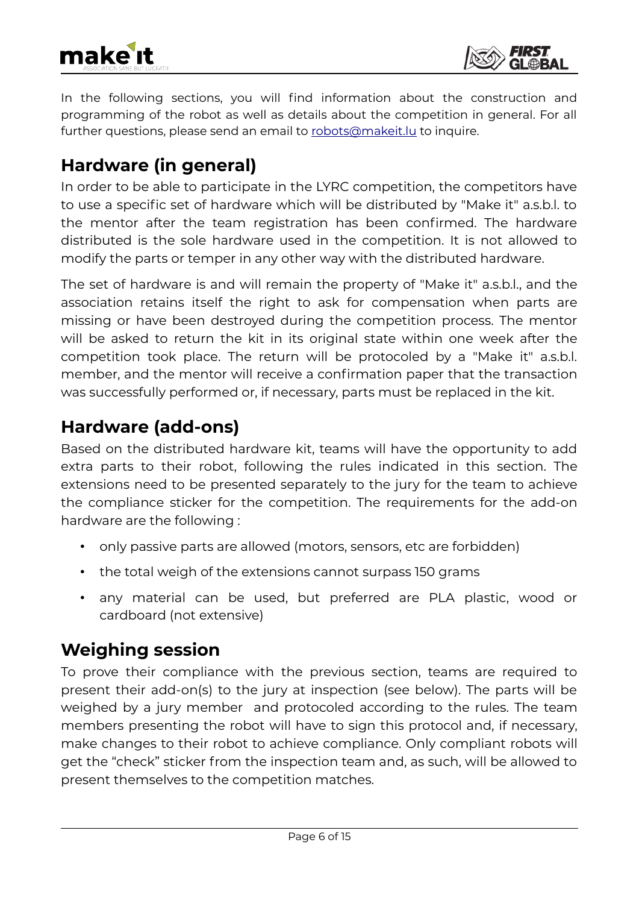In the following sections, you will find information about the construction and programming of the robot as well as details about the competition in general. For all further questions, please send an email to robots@makeit.lu to inquire.

## Hardware (in general)

In order to be able to participate in the LYRC competition, the competitors have to use a specific set of hardware which will be distributed by "Make it" a.s.b.l. to the mentor after the team registration has been confirmed. The hardware distributed is the sole hardware used in the competition. It is not allowed to modify the parts or temper in any other way with the distributed hardware.

The set of hardware is and will remain the property of "Make it" a.s.b.l., and the association retains itself the right to ask for compensation when parts are missing or have been destroyed during the competition process. The mentor will be asked to return the kit in its original state within one week after the competition took place. The return will be protocoled by a "Make it" a.s.b.l. member, and the mentor will receive a confirmation paper that the transaction was successfully performed or, if necessary, parts must be replaced in the kit.

## Hardware (add-ons)

Based on the distributed hardware kit, teams will have the opportunity to add extra parts to their robot, following the rules indicated in this section. The extensions need to be presented separately to the jury for the team to achieve the compliance sticker for the competition. The requirements for the add-on hardware are the following :

- only passive parts are allowed (motors, sensors, etc are forbidden)
- the total weigh of the extensions cannot surpass 150 grams
- any material can be used, but preferred are PLA plastic, wood or cardboard (not extensive)

## Weighing session

To prove their compliance with the previous section, teams are required to present their add-on(s) to the jury at inspection (see below). The parts will be weighed by a jury member and protocoled according to the rules. The team members presenting the robot will have to sign this protocol and, if necessary, make changes to their robot to achieve compliance. Only compliant robots will get the "check" sticker from the inspection team and, as such, will be allowed to present themselves to the competition matches.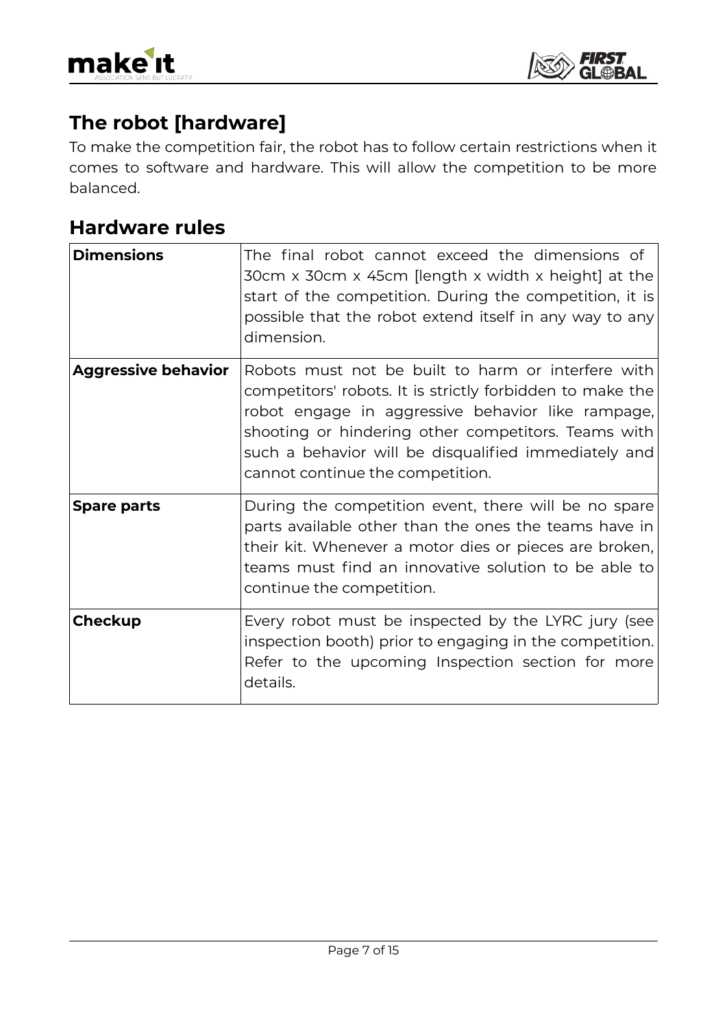## The robot [hardware]

To make the competition fair, the robot has to follow certain restrictions when it comes to software and hardware. This will allow the competition to be more balanced.

## Hardware rules

| **Dimensions** | The final robot cannot exceed the dimensions of 30cm x 30cm x 45cm [length x width x height] at the start of the competition. During the competition, it is possible that the robot extend itself in any way to any dimension. |
|---|---|
| **Aggressive behavior** | Robots must not be built to harm or interfere with competitors' robots. It is strictly forbidden to make the robot engage in aggressive behavior like rampage, shooting or hindering other competitors. Teams with such a behavior will be disqualified immediately and cannot continue the competition. |
| **Spare parts** | During the competition event, there will be no spare parts available other than the ones the teams have in their kit. Whenever a motor dies or pieces are broken, teams must find an innovative solution to be able to continue the competition. |
| **Checkup** | Every robot must be inspected by the LYRC jury (see inspection booth) prior to engaging in the competition. Refer to the upcoming Inspection section for more details. |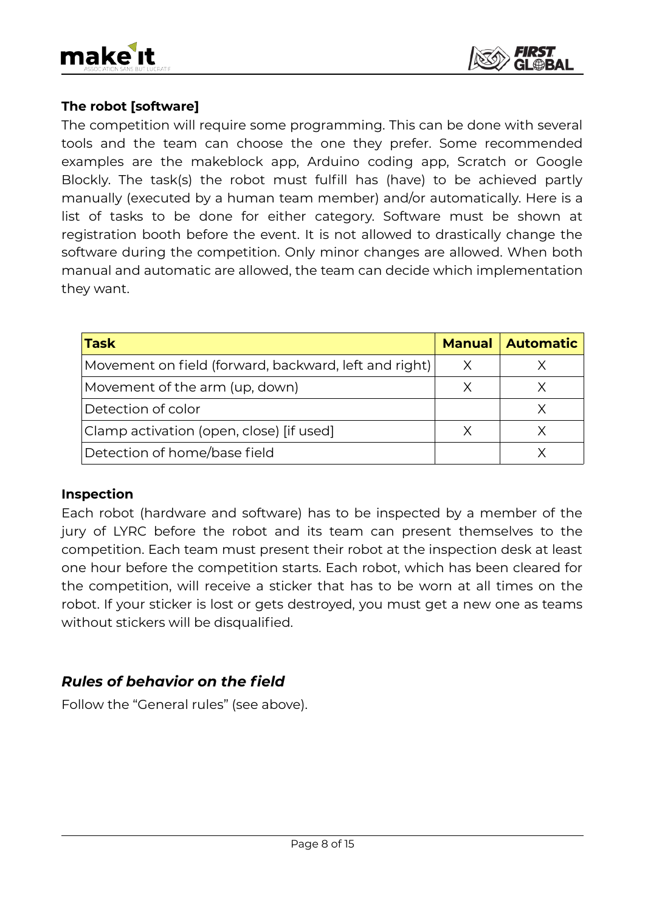**The robot [software]**

The competition will require some programming. This can be done with several tools and the team can choose the one they prefer. Some recommended examples are the makeblock app, Arduino coding app, Scratch or Google Blockly. The task(s) the robot must fulfill has (have) to be achieved partly manually (executed by a human team member) and/or automatically. Here is a list of tasks to be done for either category. Software must be shown at registration booth before the event. It is not allowed to drastically change the software during the competition. Only minor changes are allowed. When both manual and automatic are allowed, the team can decide which implementation they want.

| Task | Manual | Automatic |
| --- | --- | --- |
| Movement on field (forward, backward, left and right) | X | X |
| Movement of the arm (up, down) | X | X |
| Detection of color | | X |
| Clamp activation (open, close) [if used] | X | X |
| Detection of home/base field | | X |

**Inspection**

Each robot (hardware and software) has to be inspected by a member of the jury of LYRC before the robot and its team can present themselves to the competition. Each team must present their robot at the inspection desk at least one hour before the competition starts. Each robot, which has been cleared for the competition, will receive a sticker that has to be worn at all times on the robot. If your sticker is lost or gets destroyed, you must get a new one as teams without stickers will be disqualified.

## *Rules of behavior on the field*

Follow the "General rules" (see above).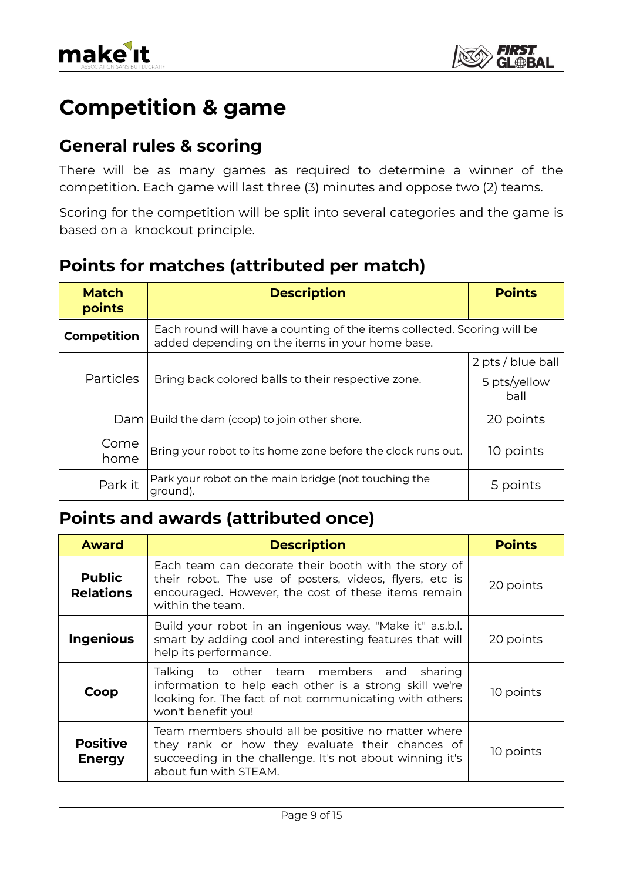# Competition & game

## General rules & scoring

There will be as many games as required to determine a winner of the competition. Each game will last three (3) minutes and oppose two (2) teams.

Scoring for the competition will be split into several categories and the game is based on a knockout principle.

## Points for matches (attributed per match)

| Match points | Description | Points |
| --- | --- | --- |
| **Competition** | Each round will have a counting of the items collected. Scoring will be added depending on the items in your home base. | |
| Particles | Bring back colored balls to their respective zone. | 2 pts / blue ball |
| | | 5 pts/yellow ball |
| Dam | Build the dam (coop) to join other shore. | 20 points |
| Come home | Bring your robot to its home zone before the clock runs out. | 10 points |
| Park it | Park your robot on the main bridge (not touching the ground). | 5 points |

## Points and awards (attributed once)

| Award | Description | Points |
| --- | --- | --- |
| **Public Relations** | Each team can decorate their booth with the story of their robot. The use of posters, videos, flyers, etc is encouraged. However, the cost of these items remain within the team. | 20 points |
| **Ingenious** | Build your robot in an ingenious way. "Make it" a.s.b.l. smart by adding cool and interesting features that will help its performance. | 20 points |
| **Coop** | Talking to other team members and sharing information to help each other is a strong skill we're looking for. The fact of not communicating with others won't benefit you! | 10 points |
| **Positive Energy** | Team members should all be positive no matter where they rank or how they evaluate their chances of succeeding in the challenge. It's not about winning it's about fun with STEAM. | 10 points |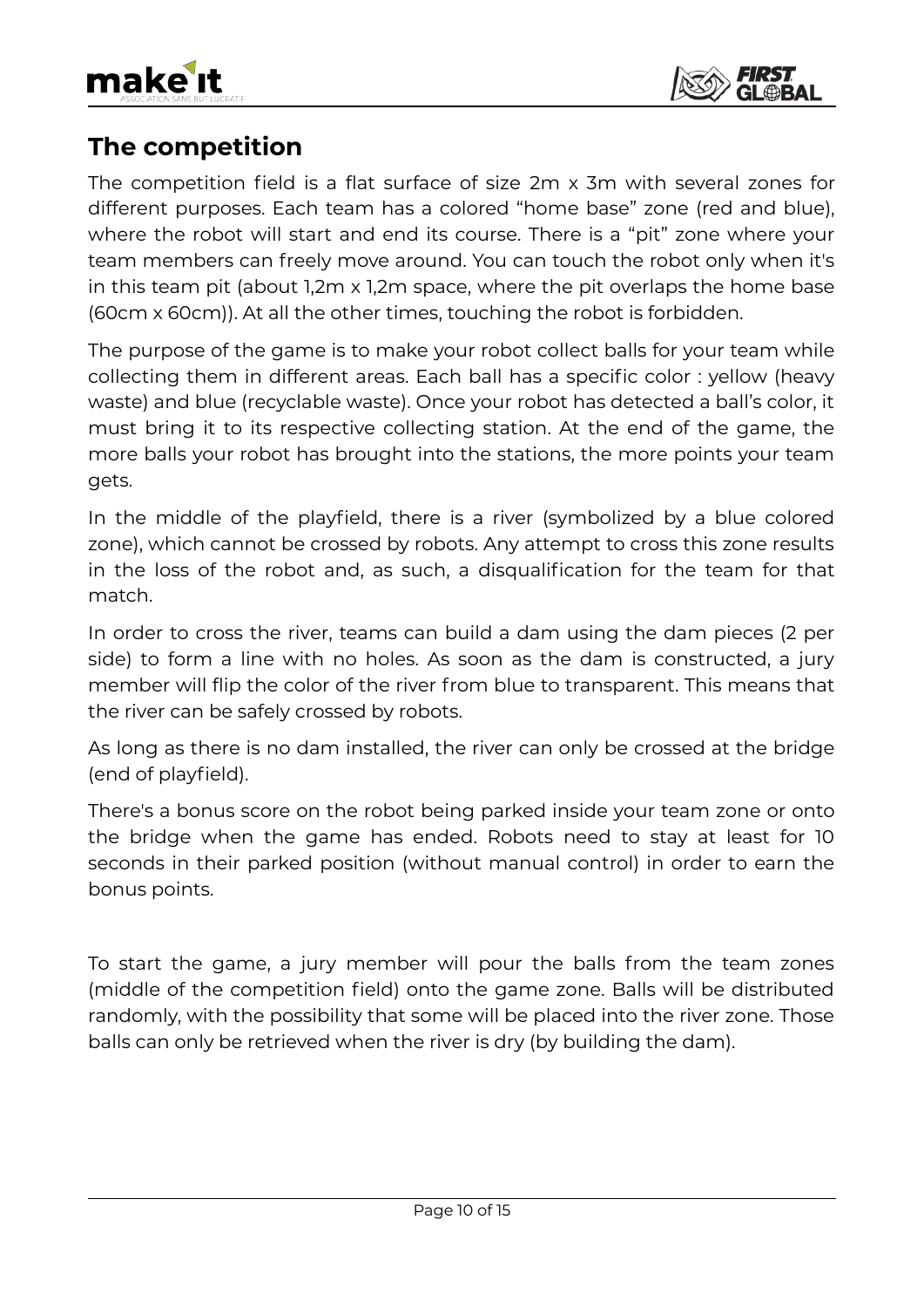## The competition

The competition field is a flat surface of size 2m x 3m with several zones for different purposes. Each team has a colored “home base” zone (red and blue), where the robot will start and end its course. There is a “pit” zone where your team members can freely move around. You can touch the robot only when it's in this team pit (about 1,2m x 1,2m space, where the pit overlaps the home base (60cm x 60cm)). At all the other times, touching the robot is forbidden.

The purpose of the game is to make your robot collect balls for your team while collecting them in different areas. Each ball has a specific color : yellow (heavy waste) and blue (recyclable waste). Once your robot has detected a ball’s color, it must bring it to its respective collecting station. At the end of the game, the more balls your robot has brought into the stations, the more points your team gets.

In the middle of the playfield, there is a river (symbolized by a blue colored zone), which cannot be crossed by robots. Any attempt to cross this zone results in the loss of the robot and, as such, a disqualification for the team for that match.

In order to cross the river, teams can build a dam using the dam pieces (2 per side) to form a line with no holes. As soon as the dam is constructed, a jury member will flip the color of the river from blue to transparent. This means that the river can be safely crossed by robots.

As long as there is no dam installed, the river can only be crossed at the bridge (end of playfield).

There's a bonus score on the robot being parked inside your team zone or onto the bridge when the game has ended. Robots need to stay at least for 10 seconds in their parked position (without manual control) in order to earn the bonus points.

To start the game, a jury member will pour the balls from the team zones (middle of the competition field) onto the game zone. Balls will be distributed randomly, with the possibility that some will be placed into the river zone. Those balls can only be retrieved when the river is dry (by building the dam).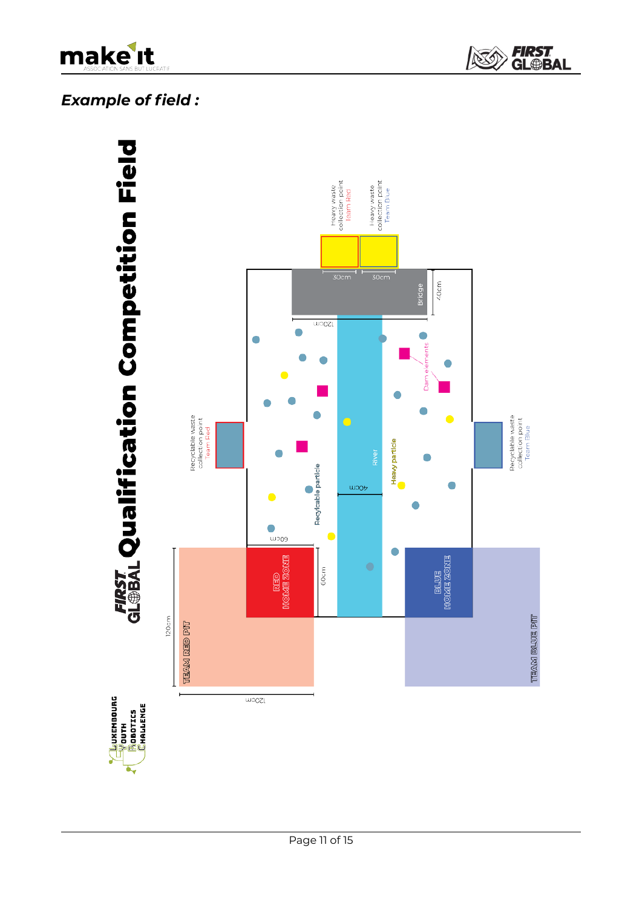### *Example of field :*

**FIRST GLOBAL Qualification Competition Field**

Heavy waste collection point Team Red

Heavy waste collection point Team Blue

30cm

30cm

Bridge

40cm

120cm

Dam elements

Recyclable waste collection point Team Red

Recyclable waste collection point Team Blue

River

Heavy particle

Recyclable particle

40cm

60cm

60cm

RED HOME ZONE

BLUE HOME ZONE

120cm

TEAM RED PIT

TEAM BLUE PIT

120cm

LUXEMBOURG YOUTH ROBOTICS CHALLENGE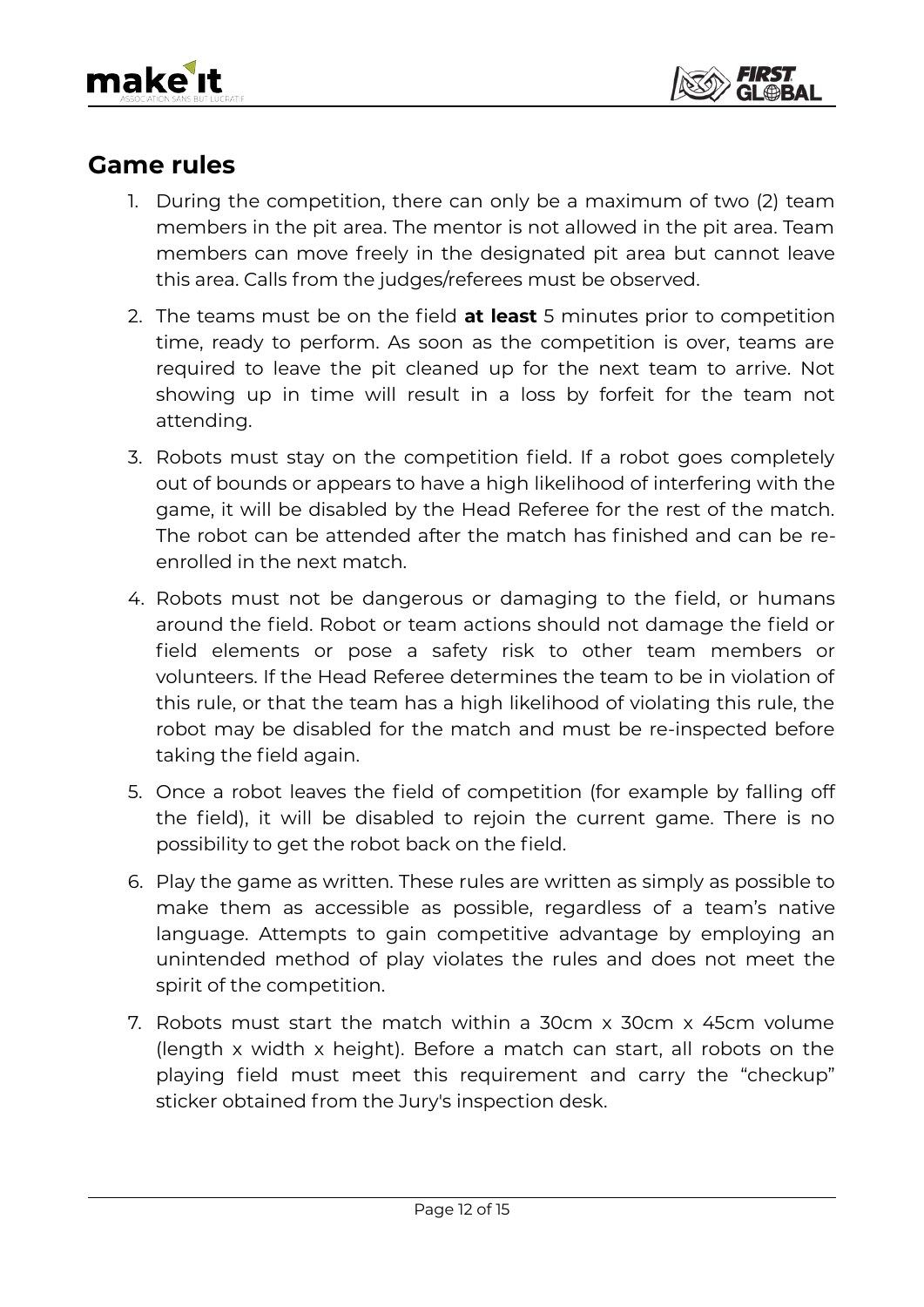## Game rules

1. During the competition, there can only be a maximum of two (2) team members in the pit area. The mentor is not allowed in the pit area. Team members can move freely in the designated pit area but cannot leave this area. Calls from the judges/referees must be observed.
2. The teams must be on the field **at least** 5 minutes prior to competition time, ready to perform. As soon as the competition is over, teams are required to leave the pit cleaned up for the next team to arrive. Not showing up in time will result in a loss by forfeit for the team not attending.
3. Robots must stay on the competition field. If a robot goes completely out of bounds or appears to have a high likelihood of interfering with the game, it will be disabled by the Head Referee for the rest of the match. The robot can be attended after the match has finished and can be re-enrolled in the next match.
4. Robots must not be dangerous or damaging to the field, or humans around the field. Robot or team actions should not damage the field or field elements or pose a safety risk to other team members or volunteers. If the Head Referee determines the team to be in violation of this rule, or that the team has a high likelihood of violating this rule, the robot may be disabled for the match and must be re-inspected before taking the field again.
5. Once a robot leaves the field of competition (for example by falling off the field), it will be disabled to rejoin the current game. There is no possibility to get the robot back on the field.
6. Play the game as written. These rules are written as simply as possible to make them as accessible as possible, regardless of a team's native language. Attempts to gain competitive advantage by employing an unintended method of play violates the rules and does not meet the spirit of the competition.
7. Robots must start the match within a 30cm x 30cm x 45cm volume (length x width x height). Before a match can start, all robots on the playing field must meet this requirement and carry the "checkup" sticker obtained from the Jury's inspection desk.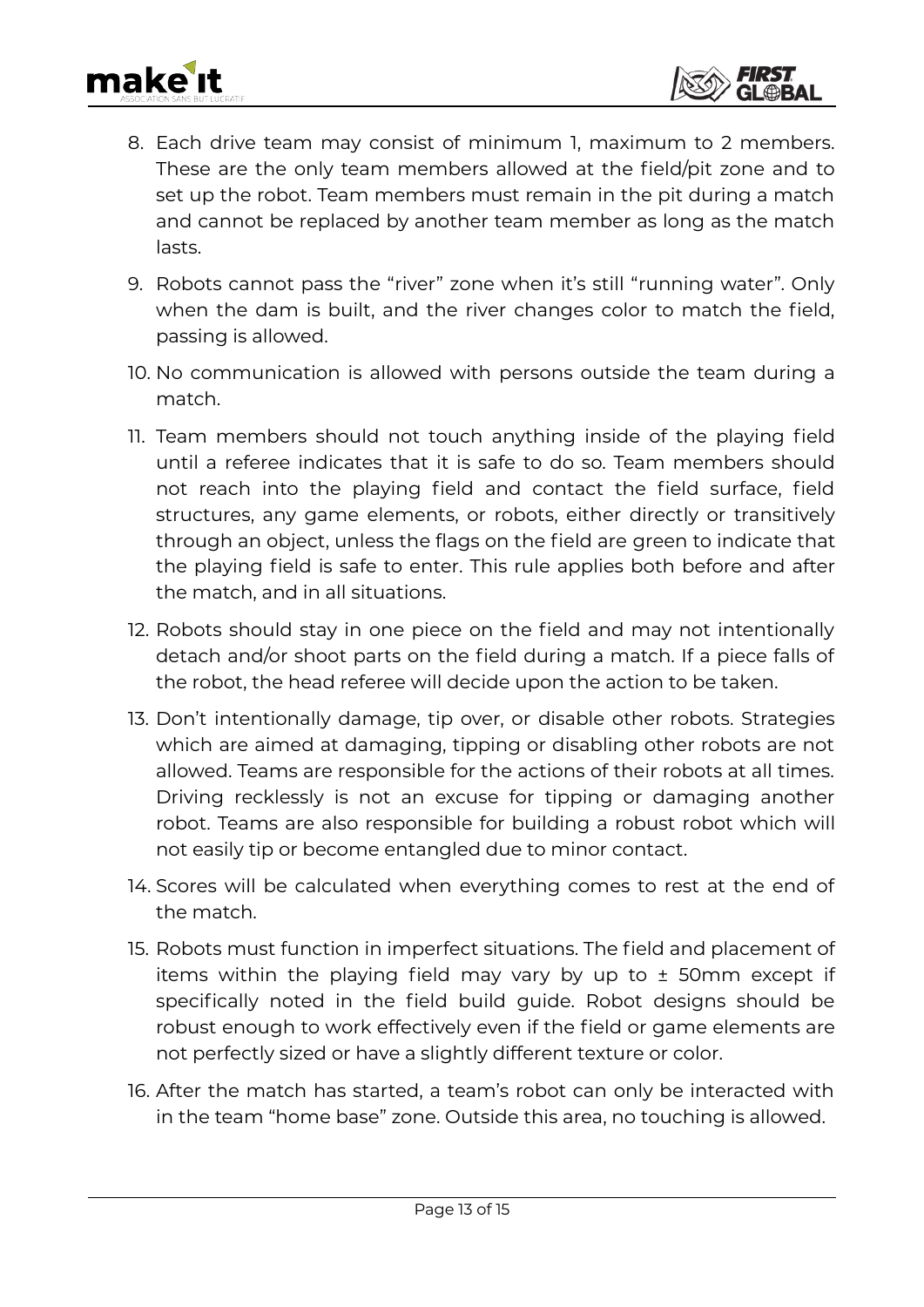8. Each drive team may consist of minimum 1, maximum to 2 members. These are the only team members allowed at the field/pit zone and to set up the robot. Team members must remain in the pit during a match and cannot be replaced by another team member as long as the match lasts.

9. Robots cannot pass the "river" zone when it's still "running water". Only when the dam is built, and the river changes color to match the field, passing is allowed.

10. No communication is allowed with persons outside the team during a match.

11. Team members should not touch anything inside of the playing field until a referee indicates that it is safe to do so. Team members should not reach into the playing field and contact the field surface, field structures, any game elements, or robots, either directly or transitively through an object, unless the flags on the field are green to indicate that the playing field is safe to enter. This rule applies both before and after the match, and in all situations.

12. Robots should stay in one piece on the field and may not intentionally detach and/or shoot parts on the field during a match. If a piece falls of the robot, the head referee will decide upon the action to be taken.

13. Don't intentionally damage, tip over, or disable other robots. Strategies which are aimed at damaging, tipping or disabling other robots are not allowed. Teams are responsible for the actions of their robots at all times. Driving recklessly is not an excuse for tipping or damaging another robot. Teams are also responsible for building a robust robot which will not easily tip or become entangled due to minor contact.

14. Scores will be calculated when everything comes to rest at the end of the match.

15. Robots must function in imperfect situations. The field and placement of items within the playing field may vary by up to ± 50mm except if specifically noted in the field build guide. Robot designs should be robust enough to work effectively even if the field or game elements are not perfectly sized or have a slightly different texture or color.

16. After the match has started, a team's robot can only be interacted with in the team "home base" zone. Outside this area, no touching is allowed.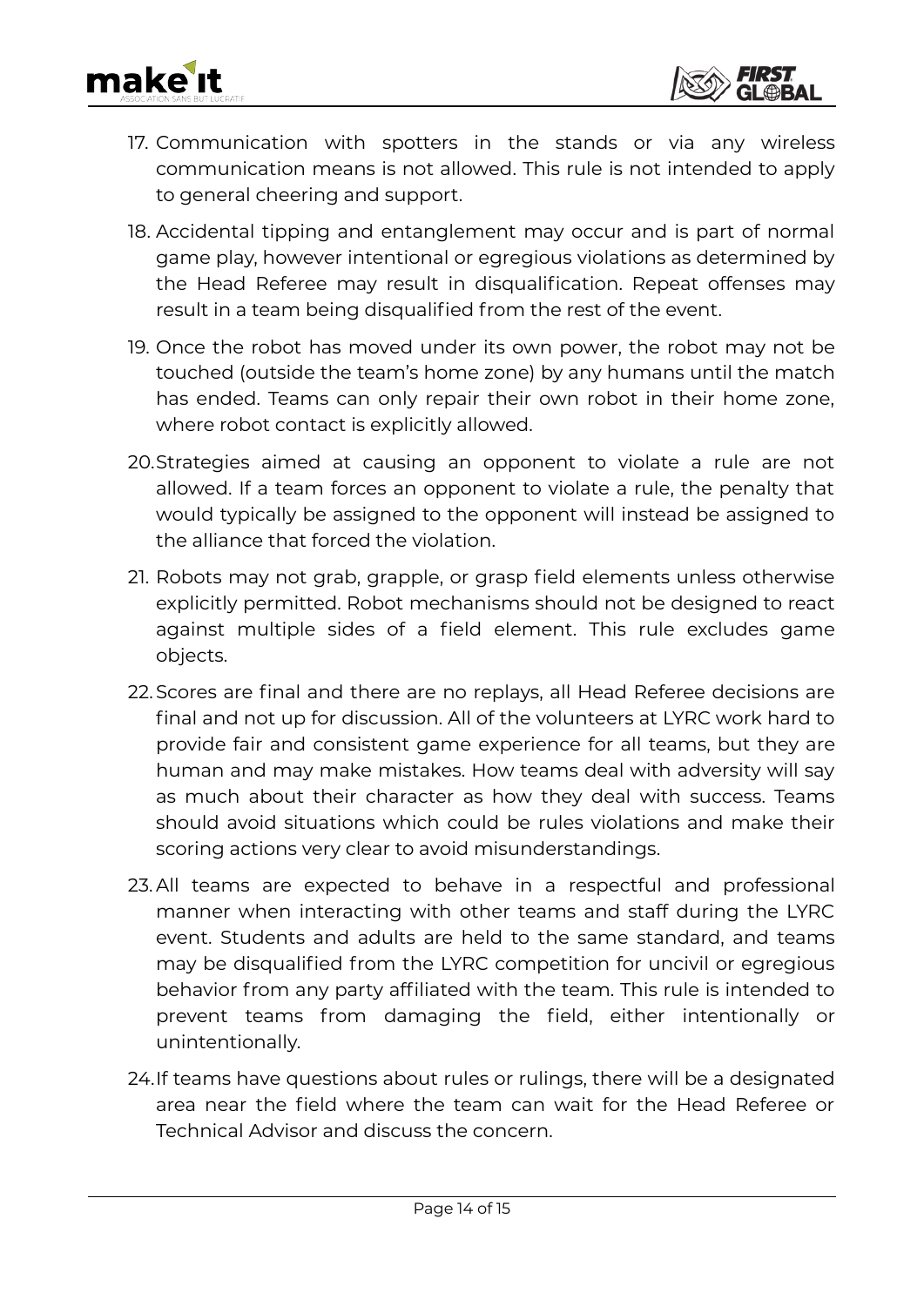17. Communication with spotters in the stands or via any wireless communication means is not allowed. This rule is not intended to apply to general cheering and support.
18. Accidental tipping and entanglement may occur and is part of normal game play, however intentional or egregious violations as determined by the Head Referee may result in disqualification. Repeat offenses may result in a team being disqualified from the rest of the event.
19. Once the robot has moved under its own power, the robot may not be touched (outside the team's home zone) by any humans until the match has ended. Teams can only repair their own robot in their home zone, where robot contact is explicitly allowed.
20. Strategies aimed at causing an opponent to violate a rule are not allowed. If a team forces an opponent to violate a rule, the penalty that would typically be assigned to the opponent will instead be assigned to the alliance that forced the violation.
21. Robots may not grab, grapple, or grasp field elements unless otherwise explicitly permitted. Robot mechanisms should not be designed to react against multiple sides of a field element. This rule excludes game objects.
22. Scores are final and there are no replays, all Head Referee decisions are final and not up for discussion. All of the volunteers at LYRC work hard to provide fair and consistent game experience for all teams, but they are human and may make mistakes. How teams deal with adversity will say as much about their character as how they deal with success. Teams should avoid situations which could be rules violations and make their scoring actions very clear to avoid misunderstandings.
23. All teams are expected to behave in a respectful and professional manner when interacting with other teams and staff during the LYRC event. Students and adults are held to the same standard, and teams may be disqualified from the LYRC competition for uncivil or egregious behavior from any party affiliated with the team. This rule is intended to prevent teams from damaging the field, either intentionally or unintentionally.
24. If teams have questions about rules or rulings, there will be a designated area near the field where the team can wait for the Head Referee or Technical Advisor and discuss the concern.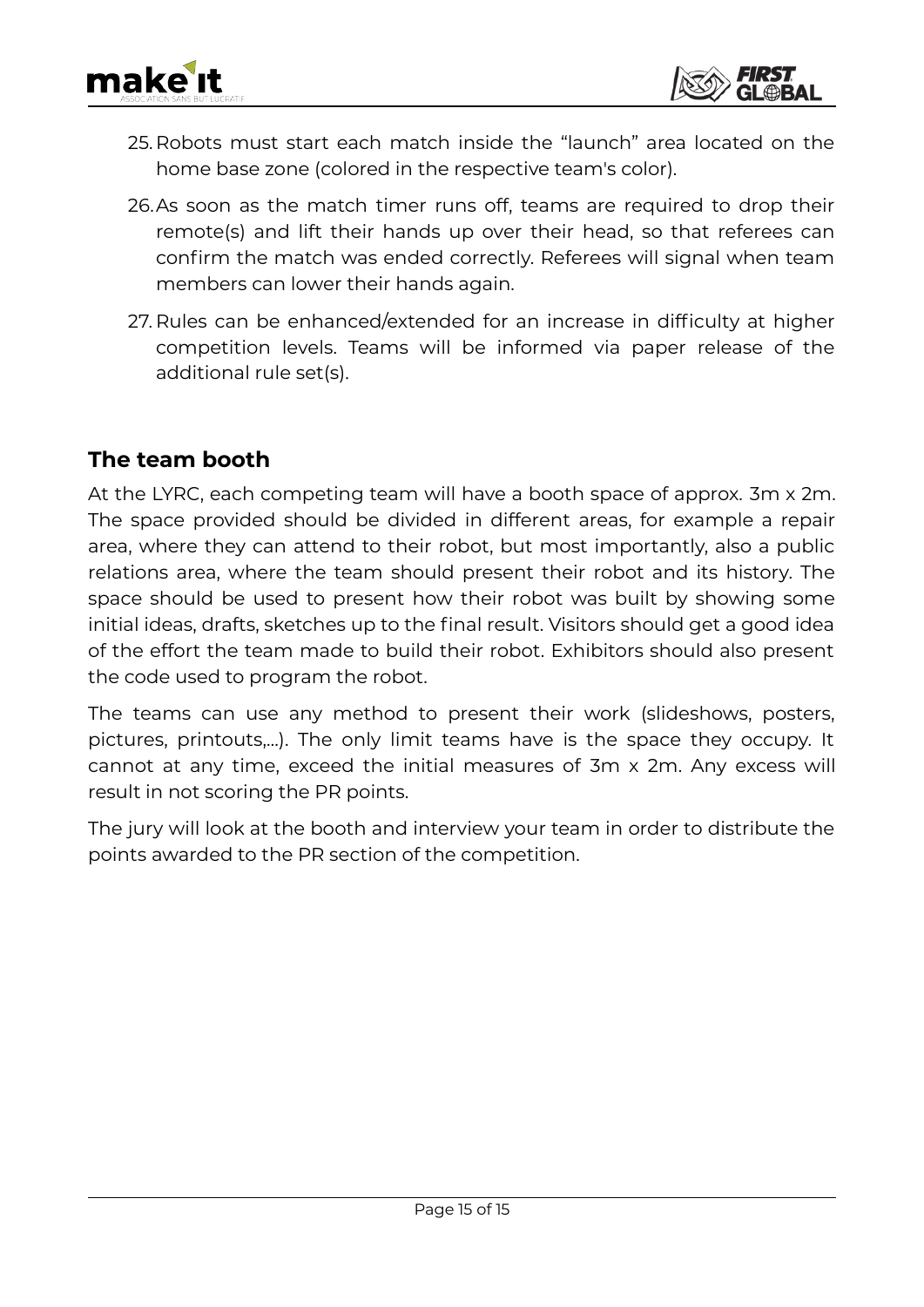25. Robots must start each match inside the “launch” area located on the home base zone (colored in the respective team's color).
26. As soon as the match timer runs off, teams are required to drop their remote(s) and lift their hands up over their head, so that referees can confirm the match was ended correctly. Referees will signal when team members can lower their hands again.
27. Rules can be enhanced/extended for an increase in difficulty at higher competition levels. Teams will be informed via paper release of the additional rule set(s).

## The team booth

At the LYRC, each competing team will have a booth space of approx. 3m x 2m. The space provided should be divided in different areas, for example a repair area, where they can attend to their robot, but most importantly, also a public relations area, where the team should present their robot and its history. The space should be used to present how their robot was built by showing some initial ideas, drafts, sketches up to the final result. Visitors should get a good idea of the effort the team made to build their robot. Exhibitors should also present the code used to program the robot.

The teams can use any method to present their work (slideshows, posters, pictures, printouts,...). The only limit teams have is the space they occupy. It cannot at any time, exceed the initial measures of 3m x 2m. Any excess will result in not scoring the PR points.

The jury will look at the booth and interview your team in order to distribute the points awarded to the PR section of the competition.